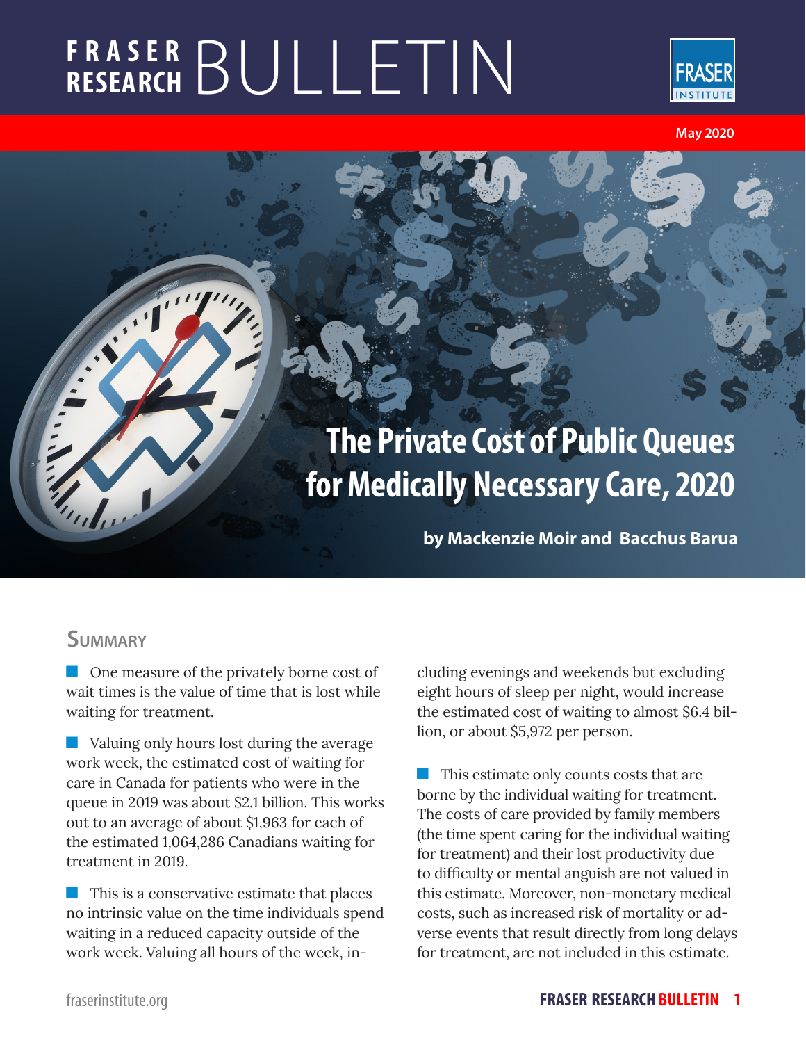# FRASER RESEARCH BULLETIN

May 2020

# The Private Cost of Public Queues for Medically Necessary Care, 2020

**by Mackenzie Moir and Bacchus Barua**

## Summary

- One measure of the privately borne cost of wait times is the value of time that is lost while waiting for treatment.

- Valuing only hours lost during the average work week, the estimated cost of waiting for care in Canada for patients who were in the queue in 2019 was about $2.1 billion. This works out to an average of about $1,963 for each of the estimated 1,064,286 Canadians waiting for treatment in 2019.

- This is a conservative estimate that places no intrinsic value on the time individuals spend waiting in a reduced capacity outside of the work week. Valuing all hours of the week, including evenings and weekends but excluding eight hours of sleep per night, would increase the estimated cost of waiting to almost $6.4 billion, or about $5,972 per person.

- This estimate only counts costs that are borne by the individual waiting for treatment. The costs of care provided by family members (the time spent caring for the individual waiting for treatment) and their lost productivity due to difficulty or mental anguish are not valued in this estimate. Moreover, non-monetary medical costs, such as increased risk of mortality or adverse events that result directly from long delays for treatment, are not included in this estimate.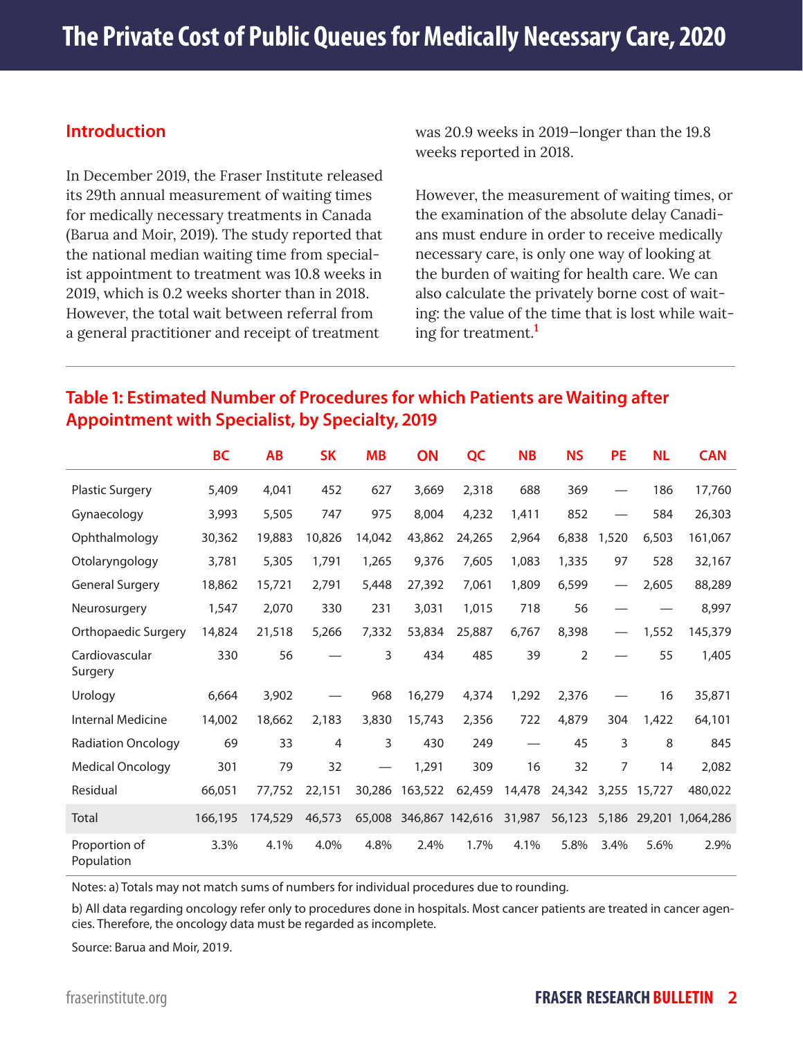# The Private Cost of Public Queues for Medically Necessary Care, 2020

## Introduction

In December 2019, the Fraser Institute released its 29th annual measurement of waiting times for medically necessary treatments in Canada (Barua and Moir, 2019). The study reported that the national median waiting time from specialist appointment to treatment was 10.8 weeks in 2019, which is 0.2 weeks shorter than in 2018. However, the total wait between referral from a general practitioner and receipt of treatment was 20.9 weeks in 2019—longer than the 19.8 weeks reported in 2018.

However, the measurement of waiting times, or the examination of the absolute delay Canadians must endure in order to receive medically necessary care, is only one way of looking at the burden of waiting for health care. We can also calculate the privately borne cost of waiting: the value of the time that is lost while waiting for treatment.[1]

### Table 1: Estimated Number of Procedures for which Patients are Waiting after Appointment with Specialist, by Specialty, 2019

| | BC | AB | SK | MB | ON | QC | NB | NS | PE | NL | CAN |
|---|---|---|---|---|---|---|---|---|---|---|---|
| Plastic Surgery | 5,409 | 4,041 | 452 | 627 | 3,669 | 2,318 | 688 | 369 | — | 186 | 17,760 |
| Gynaecology | 3,993 | 5,505 | 747 | 975 | 8,004 | 4,232 | 1,411 | 852 | — | 584 | 26,303 |
| Ophthalmology | 30,362 | 19,883 | 10,826 | 14,042 | 43,862 | 24,265 | 2,964 | 6,838 | 1,520 | 6,503 | 161,067 |
| Otolaryngology | 3,781 | 5,305 | 1,791 | 1,265 | 9,376 | 7,605 | 1,083 | 1,335 | 97 | 528 | 32,167 |
| General Surgery | 18,862 | 15,721 | 2,791 | 5,448 | 27,392 | 7,061 | 1,809 | 6,599 | — | 2,605 | 88,289 |
| Neurosurgery | 1,547 | 2,070 | 330 | 231 | 3,031 | 1,015 | 718 | 56 | — | — | 8,997 |
| Orthopaedic Surgery | 14,824 | 21,518 | 5,266 | 7,332 | 53,834 | 25,887 | 6,767 | 8,398 | — | 1,552 | 145,379 |
| Cardiovascular Surgery | 330 | 56 | — | 3 | 434 | 485 | 39 | 2 | — | 55 | 1,405 |
| Urology | 6,664 | 3,902 | — | 968 | 16,279 | 4,374 | 1,292 | 2,376 | — | 16 | 35,871 |
| Internal Medicine | 14,002 | 18,662 | 2,183 | 3,830 | 15,743 | 2,356 | 722 | 4,879 | 304 | 1,422 | 64,101 |
| Radiation Oncology | 69 | 33 | 4 | 3 | 430 | 249 | — | 45 | 3 | 8 | 845 |
| Medical Oncology | 301 | 79 | 32 | — | 1,291 | 309 | 16 | 32 | 7 | 14 | 2,082 |
| Residual | 66,051 | 77,752 | 22,151 | 30,286 | 163,522 | 62,459 | 14,478 | 24,342 | 3,255 | 15,727 | 480,022 |
| Total | 166,195 | 174,529 | 46,573 | 65,008 | 346,867 | 142,616 | 31,987 | 56,123 | 5,186 | 29,201 | 1,064,286 |
| Proportion of Population | 3.3% | 4.1% | 4.0% | 4.8% | 2.4% | 1.7% | 4.1% | 5.8% | 3.4% | 5.6% | 2.9% |

Notes: a) Totals may not match sums of numbers for individual procedures due to rounding.

b) All data regarding oncology refer only to procedures done in hospitals. Most cancer patients are treated in cancer agencies. Therefore, the oncology data must be regarded as incomplete.

Source: Barua and Moir, 2019.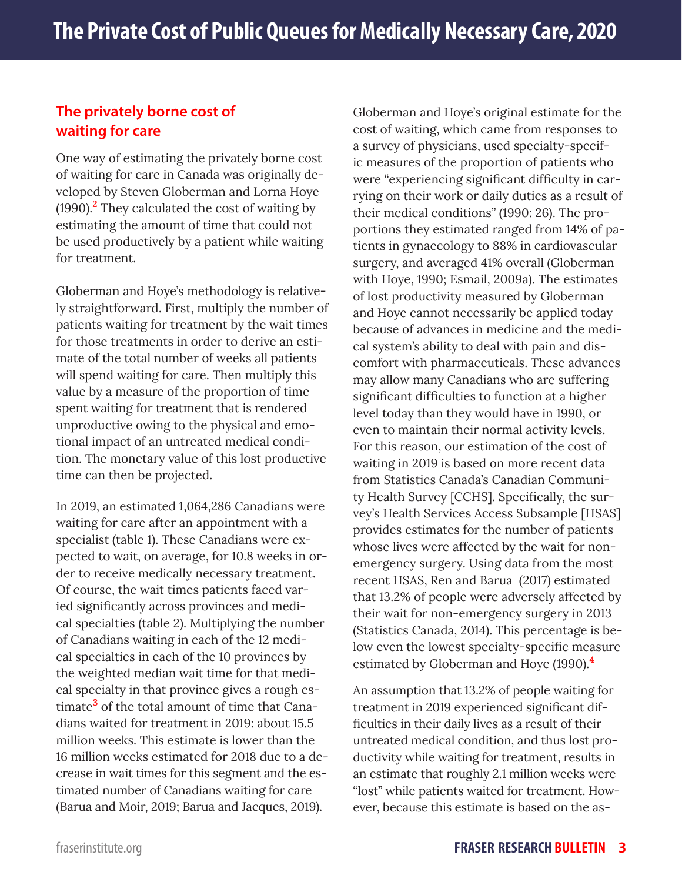## The privately borne cost of waiting for care

One way of estimating the privately borne cost of waiting for care in Canada was originally developed by Steven Globerman and Lorna Hoye (1990).[2] They calculated the cost of waiting by estimating the amount of time that could not be used productively by a patient while waiting for treatment.

Globerman and Hoye's methodology is relatively straightforward. First, multiply the number of patients waiting for treatment by the wait times for those treatments in order to derive an estimate of the total number of weeks all patients will spend waiting for care. Then multiply this value by a measure of the proportion of time spent waiting for treatment that is rendered unproductive owing to the physical and emotional impact of an untreated medical condition. The monetary value of this lost productive time can then be projected.

In 2019, an estimated 1,064,286 Canadians were waiting for care after an appointment with a specialist (table 1). These Canadians were expected to wait, on average, for 10.8 weeks in order to receive medically necessary treatment. Of course, the wait times patients faced varied significantly across provinces and medical specialties (table 2). Multiplying the number of Canadians waiting in each of the 12 medical specialties in each of the 10 provinces by the weighted median wait time for that medical specialty in that province gives a rough estimate[3] of the total amount of time that Canadians waited for treatment in 2019: about 15.5 million weeks. This estimate is lower than the 16 million weeks estimated for 2018 due to a decrease in wait times for this segment and the estimated number of Canadians waiting for care (Barua and Moir, 2019; Barua and Jacques, 2019).

Globerman and Hoye's original estimate for the cost of waiting, which came from responses to a survey of physicians, used specialty-specific measures of the proportion of patients who were "experiencing significant difficulty in carrying on their work or daily duties as a result of their medical conditions" (1990: 26). The proportions they estimated ranged from 14% of patients in gynaecology to 88% in cardiovascular surgery, and averaged 41% overall (Globerman with Hoye, 1990; Esmail, 2009a). The estimates of lost productivity measured by Globerman and Hoye cannot necessarily be applied today because of advances in medicine and the medical system's ability to deal with pain and discomfort with pharmaceuticals. These advances may allow many Canadians who are suffering significant difficulties to function at a higher level today than they would have in 1990, or even to maintain their normal activity levels. For this reason, our estimation of the cost of waiting in 2019 is based on more recent data from Statistics Canada's Canadian Community Health Survey [CCHS]. Specifically, the survey's Health Services Access Subsample [HSAS] provides estimates for the number of patients whose lives were affected by the wait for non-emergency surgery. Using data from the most recent HSAS, Ren and Barua (2017) estimated that 13.2% of people were adversely affected by their wait for non-emergency surgery in 2013 (Statistics Canada, 2014). This percentage is below even the lowest specialty-specific measure estimated by Globerman and Hoye (1990).[4]

An assumption that 13.2% of people waiting for treatment in 2019 experienced significant difficulties in their daily lives as a result of their untreated medical condition, and thus lost productivity while waiting for treatment, results in an estimate that roughly 2.1 million weeks were "lost" while patients waited for treatment. However, because this estimate is based on the as-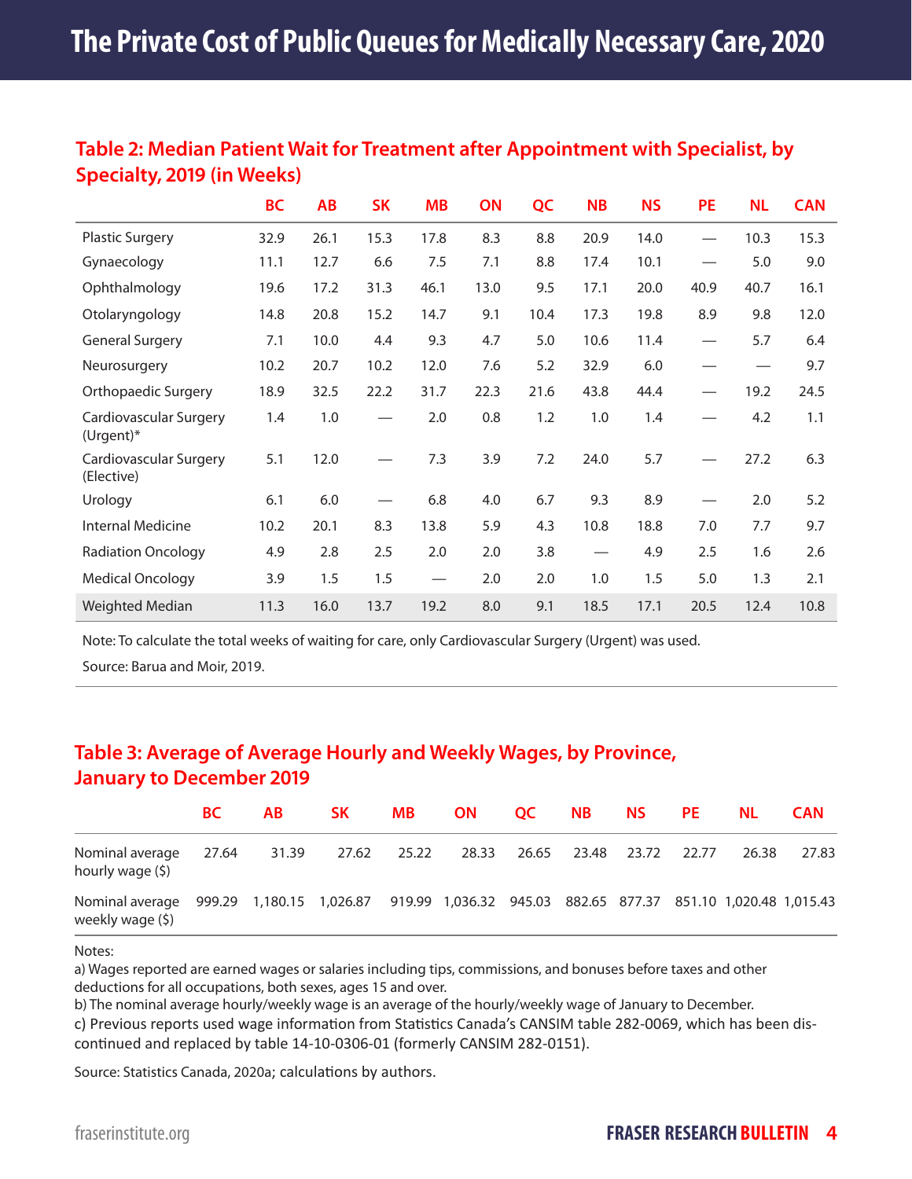# The Private Cost of Public Queues for Medically Necessary Care, 2020

## Table 2: Median Patient Wait for Treatment after Appointment with Specialist, by Specialty, 2019 (in Weeks)

| | BC | AB | SK | MB | ON | QC | NB | NS | PE | NL | CAN |
|---|---|---|---|---|---|---|---|---|---|---|---|
| Plastic Surgery | 32.9 | 26.1 | 15.3 | 17.8 | 8.3 | 8.8 | 20.9 | 14.0 | — | 10.3 | 15.3 |
| Gynaecology | 11.1 | 12.7 | 6.6 | 7.5 | 7.1 | 8.8 | 17.4 | 10.1 | — | 5.0 | 9.0 |
| Ophthalmology | 19.6 | 17.2 | 31.3 | 46.1 | 13.0 | 9.5 | 17.1 | 20.0 | 40.9 | 40.7 | 16.1 |
| Otolaryngology | 14.8 | 20.8 | 15.2 | 14.7 | 9.1 | 10.4 | 17.3 | 19.8 | 8.9 | 9.8 | 12.0 |
| General Surgery | 7.1 | 10.0 | 4.4 | 9.3 | 4.7 | 5.0 | 10.6 | 11.4 | — | 5.7 | 6.4 |
| Neurosurgery | 10.2 | 20.7 | 10.2 | 12.0 | 7.6 | 5.2 | 32.9 | 6.0 | — | — | 9.7 |
| Orthopaedic Surgery | 18.9 | 32.5 | 22.2 | 31.7 | 22.3 | 21.6 | 43.8 | 44.4 | — | 19.2 | 24.5 |
| Cardiovascular Surgery (Urgent)* | 1.4 | 1.0 | — | 2.0 | 0.8 | 1.2 | 1.0 | 1.4 | — | 4.2 | 1.1 |
| Cardiovascular Surgery (Elective) | 5.1 | 12.0 | — | 7.3 | 3.9 | 7.2 | 24.0 | 5.7 | — | 27.2 | 6.3 |
| Urology | 6.1 | 6.0 | — | 6.8 | 4.0 | 6.7 | 9.3 | 8.9 | — | 2.0 | 5.2 |
| Internal Medicine | 10.2 | 20.1 | 8.3 | 13.8 | 5.9 | 4.3 | 10.8 | 18.8 | 7.0 | 7.7 | 9.7 |
| Radiation Oncology | 4.9 | 2.8 | 2.5 | 2.0 | 2.0 | 3.8 | — | 4.9 | 2.5 | 1.6 | 2.6 |
| Medical Oncology | 3.9 | 1.5 | 1.5 | — | 2.0 | 2.0 | 1.0 | 1.5 | 5.0 | 1.3 | 2.1 |
| Weighted Median | 11.3 | 16.0 | 13.7 | 19.2 | 8.0 | 9.1 | 18.5 | 17.1 | 20.5 | 12.4 | 10.8 |

Note: To calculate the total weeks of waiting for care, only Cardiovascular Surgery (Urgent) was used.

Source: Barua and Moir, 2019.

## Table 3: Average of Average Hourly and Weekly Wages, by Province, January to December 2019

| | BC | AB | SK | MB | ON | QC | NB | NS | PE | NL | CAN |
|---|---|---|---|---|---|---|---|---|---|---|---|
| Nominal average hourly wage ($) | 27.64 | 31.39 | 27.62 | 25.22 | 28.33 | 26.65 | 23.48 | 23.72 | 22.77 | 26.38 | 27.83 |
| Nominal average weekly wage ($) | 999.29 | 1,180.15 | 1,026.87 | 919.99 | 1,036.32 | 945.03 | 882.65 | 877.37 | 851.10 | 1,020.48 | 1,015.43 |

Notes:

a) Wages reported are earned wages or salaries including tips, commissions, and bonuses before taxes and other deductions for all occupations, both sexes, ages 15 and over.

b) The nominal average hourly/weekly wage is an average of the hourly/weekly wage of January to December.

c) Previous reports used wage information from Statistics Canada's CANSIM table 282-0069, which has been discontinued and replaced by table 14-10-0306-01 (formerly CANSIM 282-0151).

Source: Statistics Canada, 2020a; calculations by authors.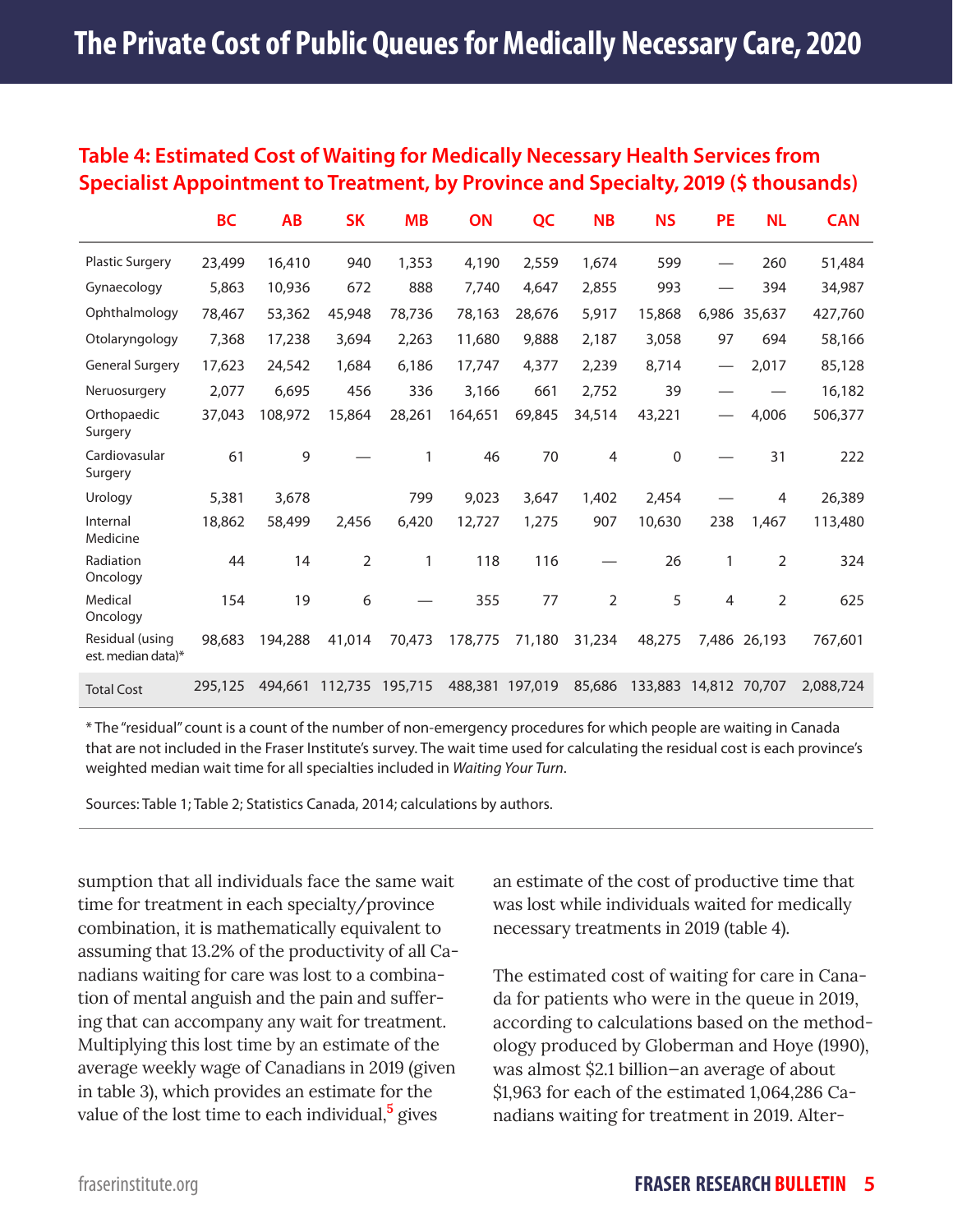### Table 4: Estimated Cost of Waiting for Medically Necessary Health Services from Specialist Appointment to Treatment, by Province and Specialty, 2019 ($ thousands)

| | BC | AB | SK | MB | ON | QC | NB | NS | PE | NL | CAN |
|---|---|---|---|---|---|---|---|---|---|---|---|
| Plastic Surgery | 23,499 | 16,410 | 940 | 1,353 | 4,190 | 2,559 | 1,674 | 599 | — | 260 | 51,484 |
| Gynaecology | 5,863 | 10,936 | 672 | 888 | 7,740 | 4,647 | 2,855 | 993 | — | 394 | 34,987 |
| Ophthalmology | 78,467 | 53,362 | 45,948 | 78,736 | 78,163 | 28,676 | 5,917 | 15,868 | 6,986 | 35,637 | 427,760 |
| Otolaryngology | 7,368 | 17,238 | 3,694 | 2,263 | 11,680 | 9,888 | 2,187 | 3,058 | 97 | 694 | 58,166 |
| General Surgery | 17,623 | 24,542 | 1,684 | 6,186 | 17,747 | 4,377 | 2,239 | 8,714 | — | 2,017 | 85,128 |
| Neruosurgery | 2,077 | 6,695 | 456 | 336 | 3,166 | 661 | 2,752 | 39 | — | — | 16,182 |
| Orthopaedic Surgery | 37,043 | 108,972 | 15,864 | 28,261 | 164,651 | 69,845 | 34,514 | 43,221 | — | 4,006 | 506,377 |
| Cardiovasular Surgery | 61 | 9 | — | 1 | 46 | 70 | 4 | 0 | — | 31 | 222 |
| Urology | 5,381 | 3,678 | | 799 | 9,023 | 3,647 | 1,402 | 2,454 | — | 4 | 26,389 |
| Internal Medicine | 18,862 | 58,499 | 2,456 | 6,420 | 12,727 | 1,275 | 907 | 10,630 | 238 | 1,467 | 113,480 |
| Radiation Oncology | 44 | 14 | 2 | 1 | 118 | 116 | — | 26 | 1 | 2 | 324 |
| Medical Oncology | 154 | 19 | 6 | — | 355 | 77 | 2 | 5 | 4 | 2 | 625 |
| Residual (using est. median data)* | 98,683 | 194,288 | 41,014 | 70,473 | 178,775 | 71,180 | 31,234 | 48,275 | 7,486 | 26,193 | 767,601 |
| Total Cost | 295,125 | 494,661 | 112,735 | 195,715 | 488,381 | 197,019 | 85,686 | 133,883 | 14,812 | 70,707 | 2,088,724 |

* The "residual" count is a count of the number of non-emergency procedures for which people are waiting in Canada that are not included in the Fraser Institute's survey. The wait time used for calculating the residual cost is each province's weighted median wait time for all specialties included in *Waiting Your Turn*.

Sources: Table 1; Table 2; Statistics Canada, 2014; calculations by authors.

sumption that all individuals face the same wait time for treatment in each specialty/province combination, it is mathematically equivalent to assuming that 13.2% of the productivity of all Canadians waiting for care was lost to a combination of mental anguish and the pain and suffering that can accompany any wait for treatment. Multiplying this lost time by an estimate of the average weekly wage of Canadians in 2019 (given in table 3), which provides an estimate for the value of the lost time to each individual,[5] gives an estimate of the cost of productive time that was lost while individuals waited for medically necessary treatments in 2019 (table 4).

The estimated cost of waiting for care in Canada for patients who were in the queue in 2019, according to calculations based on the methodology produced by Globerman and Hoye (1990), was almost $2.1 billion—an average of about $1,963 for each of the estimated 1,064,286 Canadians waiting for treatment in 2019. Alter-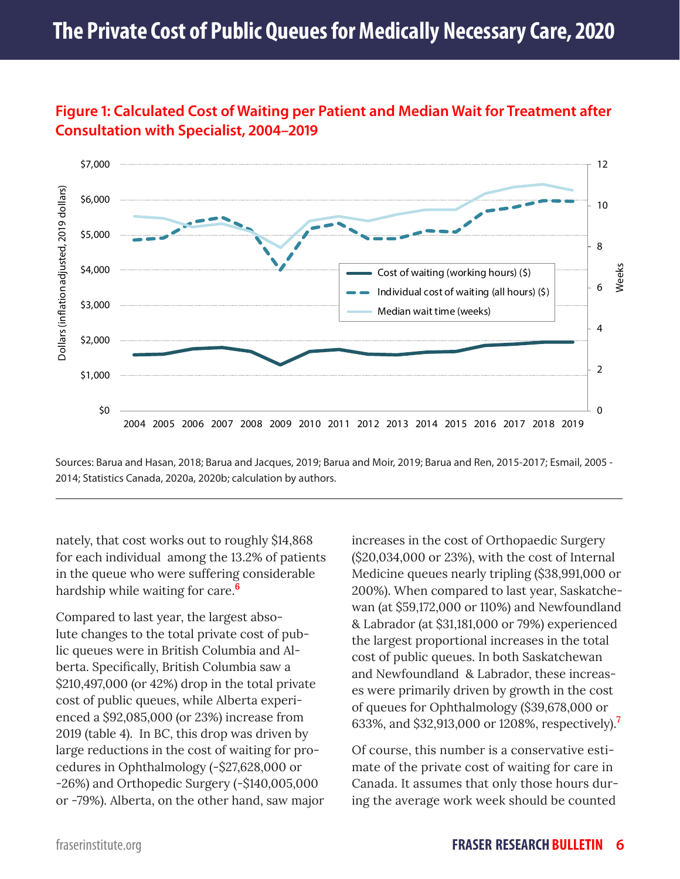## Figure 1: Calculated Cost of Waiting per Patient and Median Wait for Treatment after Consultation with Specialist, 2004–2019

Sources: Barua and Hasan, 2018; Barua and Jacques, 2019; Barua and Moir, 2019; Barua and Ren, 2015-2017; Esmail, 2005 - 2014; Statistics Canada, 2020a, 2020b; calculation by authors.

nately, that cost works out to roughly $14,868 for each individual among the 13.2% of patients in the queue who were suffering considerable hardship while waiting for care.[6]

Compared to last year, the largest absolute changes to the total private cost of public queues were in British Columbia and Alberta. Specifically, British Columbia saw a $210,497,000 (or 42%) drop in the total private cost of public queues, while Alberta experienced a $92,085,000 (or 23%) increase from 2019 (table 4). In BC, this drop was driven by large reductions in the cost of waiting for procedures in Ophthalmology (-$27,628,000 or -26%) and Orthopedic Surgery (-$140,005,000 or -79%). Alberta, on the other hand, saw major increases in the cost of Orthopaedic Surgery ($20,034,000 or 23%), with the cost of Internal Medicine queues nearly tripling ($38,991,000 or 200%). When compared to last year, Saskatchewan (at $59,172,000 or 110%) and Newfoundland & Labrador (at $31,181,000 or 79%) experienced the largest proportional increases in the total cost of public queues. In both Saskatchewan and Newfoundland & Labrador, these increases were primarily driven by growth in the cost of queues for Ophthalmology ($39,678,000 or 633%, and $32,913,000 or 1208%, respectively).[7]

Of course, this number is a conservative estimate of the private cost of waiting for care in Canada. It assumes that only those hours during the average work week should be counted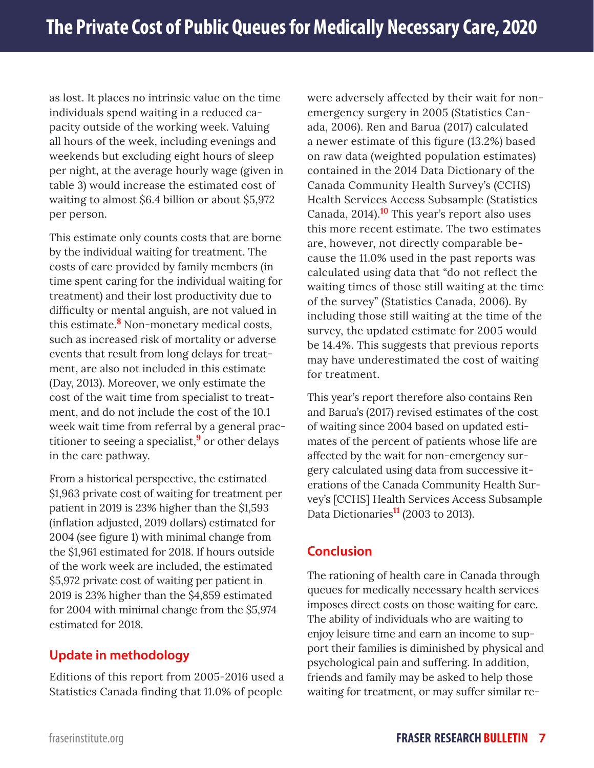as lost. It places no intrinsic value on the time individuals spend waiting in a reduced capacity outside of the working week. Valuing all hours of the week, including evenings and weekends but excluding eight hours of sleep per night, at the average hourly wage (given in table 3) would increase the estimated cost of waiting to almost $6.4 billion or about $5,972 per person.

This estimate only counts costs that are borne by the individual waiting for treatment. The costs of care provided by family members (in time spent caring for the individual waiting for treatment) and their lost productivity due to difficulty or mental anguish, are not valued in this estimate.[8] Non-monetary medical costs, such as increased risk of mortality or adverse events that result from long delays for treatment, are also not included in this estimate (Day, 2013). Moreover, we only estimate the cost of the wait time from specialist to treatment, and do not include the cost of the 10.1 week wait time from referral by a general practitioner to seeing a specialist,[9] or other delays in the care pathway.

From a historical perspective, the estimated $1,963 private cost of waiting for treatment per patient in 2019 is 23% higher than the $1,593 (inflation adjusted, 2019 dollars) estimated for 2004 (see figure 1) with minimal change from the $1,961 estimated for 2018. If hours outside of the work week are included, the estimated $5,972 private cost of waiting per patient in 2019 is 23% higher than the $4,859 estimated for 2004 with minimal change from the $5,974 estimated for 2018.

## Update in methodology

Editions of this report from 2005-2016 used a Statistics Canada finding that 11.0% of people were adversely affected by their wait for non-emergency surgery in 2005 (Statistics Canada, 2006). Ren and Barua (2017) calculated a newer estimate of this figure (13.2%) based on raw data (weighted population estimates) contained in the 2014 Data Dictionary of the Canada Community Health Survey's (CCHS) Health Services Access Subsample (Statistics Canada, 2014).[10] This year's report also uses this more recent estimate. The two estimates are, however, not directly comparable because the 11.0% used in the past reports was calculated using data that "do not reflect the waiting times of those still waiting at the time of the survey" (Statistics Canada, 2006). By including those still waiting at the time of the survey, the updated estimate for 2005 would be 14.4%. This suggests that previous reports may have underestimated the cost of waiting for treatment.

This year's report therefore also contains Ren and Barua's (2017) revised estimates of the cost of waiting since 2004 based on updated estimates of the percent of patients whose life are affected by the wait for non-emergency surgery calculated using data from successive iterations of the Canada Community Health Survey's [CCHS] Health Services Access Subsample Data Dictionaries[11] (2003 to 2013).

## Conclusion

The rationing of health care in Canada through queues for medically necessary health services imposes direct costs on those waiting for care. The ability of individuals who are waiting to enjoy leisure time and earn an income to support their families is diminished by physical and psychological pain and suffering. In addition, friends and family may be asked to help those waiting for treatment, or may suffer similar re-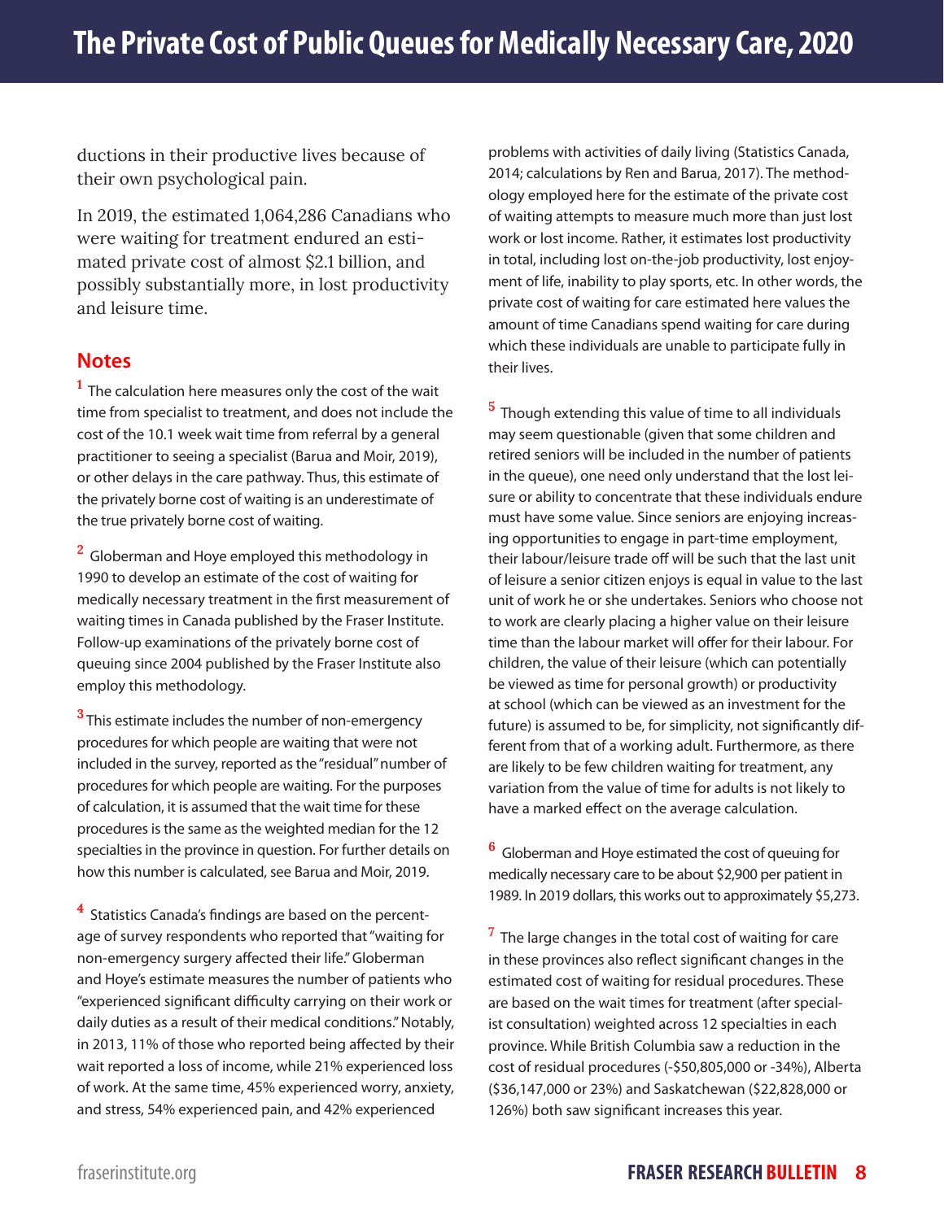ductions in their productive lives because of their own psychological pain.

In 2019, the estimated 1,064,286 Canadians who were waiting for treatment endured an estimated private cost of almost $2.1 billion, and possibly substantially more, in lost productivity and leisure time.

## Notes

[1] The calculation here measures only the cost of the wait time from specialist to treatment, and does not include the cost of the 10.1 week wait time from referral by a general practitioner to seeing a specialist (Barua and Moir, 2019), or other delays in the care pathway. Thus, this estimate of the privately borne cost of waiting is an underestimate of the true privately borne cost of waiting.

[2] Globerman and Hoye employed this methodology in 1990 to develop an estimate of the cost of waiting for medically necessary treatment in the first measurement of waiting times in Canada published by the Fraser Institute. Follow-up examinations of the privately borne cost of queuing since 2004 published by the Fraser Institute also employ this methodology.

[3] This estimate includes the number of non-emergency procedures for which people are waiting that were not included in the survey, reported as the "residual" number of procedures for which people are waiting. For the purposes of calculation, it is assumed that the wait time for these procedures is the same as the weighted median for the 12 specialties in the province in question. For further details on how this number is calculated, see Barua and Moir, 2019.

[4] Statistics Canada's findings are based on the percentage of survey respondents who reported that "waiting for non-emergency surgery affected their life." Globerman and Hoye's estimate measures the number of patients who "experienced significant difficulty carrying on their work or daily duties as a result of their medical conditions." Notably, in 2013, 11% of those who reported being affected by their wait reported a loss of income, while 21% experienced loss of work. At the same time, 45% experienced worry, anxiety, and stress, 54% experienced pain, and 42% experienced problems with activities of daily living (Statistics Canada, 2014; calculations by Ren and Barua, 2017). The methodology employed here for the estimate of the private cost of waiting attempts to measure much more than just lost work or lost income. Rather, it estimates lost productivity in total, including lost on-the-job productivity, lost enjoyment of life, inability to play sports, etc. In other words, the private cost of waiting for care estimated here values the amount of time Canadians spend waiting for care during which these individuals are unable to participate fully in their lives.

[5] Though extending this value of time to all individuals may seem questionable (given that some children and retired seniors will be included in the number of patients in the queue), one need only understand that the lost leisure or ability to concentrate that these individuals endure must have some value. Since seniors are enjoying increasing opportunities to engage in part-time employment, their labour/leisure trade off will be such that the last unit of leisure a senior citizen enjoys is equal in value to the last unit of work he or she undertakes. Seniors who choose not to work are clearly placing a higher value on their leisure time than the labour market will offer for their labour. For children, the value of their leisure (which can potentially be viewed as time for personal growth) or productivity at school (which can be viewed as an investment for the future) is assumed to be, for simplicity, not significantly different from that of a working adult. Furthermore, as there are likely to be few children waiting for treatment, any variation from the value of time for adults is not likely to have a marked effect on the average calculation.

[6] Globerman and Hoye estimated the cost of queuing for medically necessary care to be about $2,900 per patient in 1989. In 2019 dollars, this works out to approximately $5,273.

[7] The large changes in the total cost of waiting for care in these provinces also reflect significant changes in the estimated cost of waiting for residual procedures. These are based on the wait times for treatment (after specialist consultation) weighted across 12 specialties in each province. While British Columbia saw a reduction in the cost of residual procedures (-$50,805,000 or -34%), Alberta ($36,147,000 or 23%) and Saskatchewan ($22,828,000 or 126%) both saw significant increases this year.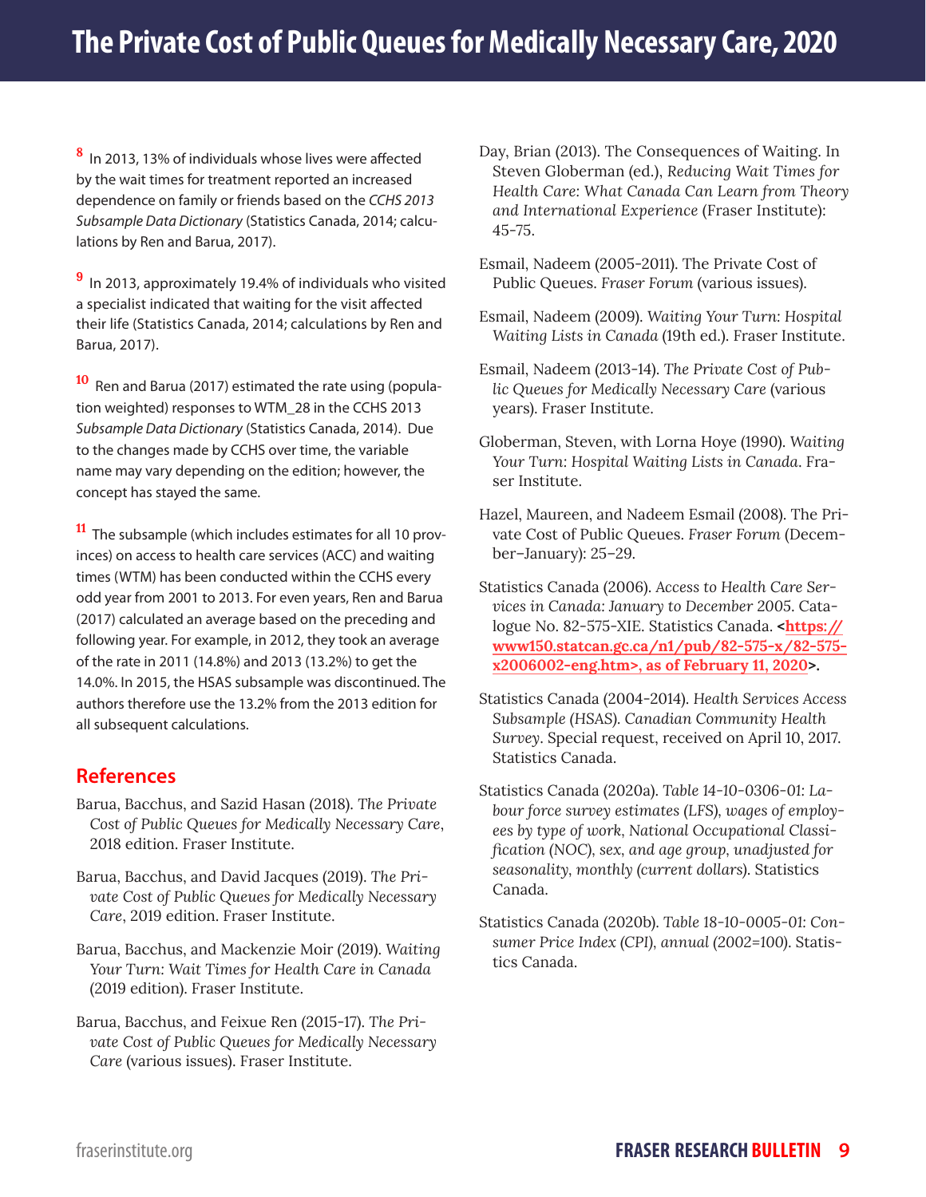[8] In 2013, 13% of individuals whose lives were affected by the wait times for treatment reported an increased dependence on family or friends based on the *CCHS 2013 Subsample Data Dictionary* (Statistics Canada, 2014; calculations by Ren and Barua, 2017).

[9] In 2013, approximately 19.4% of individuals who visited a specialist indicated that waiting for the visit affected their life (Statistics Canada, 2014; calculations by Ren and Barua, 2017).

[10] Ren and Barua (2017) estimated the rate using (population weighted) responses to WTM_28 in the CCHS 2013 *Subsample Data Dictionary* (Statistics Canada, 2014). Due to the changes made by CCHS over time, the variable name may vary depending on the edition; however, the concept has stayed the same.

[11] The subsample (which includes estimates for all 10 provinces) on access to health care services (ACC) and waiting times (WTM) has been conducted within the CCHS every odd year from 2001 to 2013. For even years, Ren and Barua (2017) calculated an average based on the preceding and following year. For example, in 2012, they took an average of the rate in 2011 (14.8%) and 2013 (13.2%) to get the 14.0%. In 2015, the HSAS subsample was discontinued. The authors therefore use the 13.2% from the 2013 edition for all subsequent calculations.

## References

Barua, Bacchus, and Sazid Hasan (2018). *The Private Cost of Public Queues for Medically Necessary Care*, 2018 edition. Fraser Institute.

Barua, Bacchus, and David Jacques (2019). *The Private Cost of Public Queues for Medically Necessary Care*, 2019 edition. Fraser Institute.

Barua, Bacchus, and Mackenzie Moir (2019). *Waiting Your Turn: Wait Times for Health Care in Canada* (2019 edition). Fraser Institute.

Barua, Bacchus, and Feixue Ren (2015-17). *The Private Cost of Public Queues for Medically Necessary Care* (various issues). Fraser Institute.

Day, Brian (2013). The Consequences of Waiting. In Steven Globerman (ed.), *Reducing Wait Times for Health Care: What Canada Can Learn from Theory and International Experience* (Fraser Institute): 45-75.

Esmail, Nadeem (2005-2011). The Private Cost of Public Queues. *Fraser Forum* (various issues).

Esmail, Nadeem (2009). *Waiting Your Turn: Hospital Waiting Lists in Canada* (19th ed.). Fraser Institute.

Esmail, Nadeem (2013-14). *The Private Cost of Public Queues for Medically Necessary Care* (various years). Fraser Institute.

Globerman, Steven, with Lorna Hoye (1990). *Waiting Your Turn: Hospital Waiting Lists in Canada*. Fraser Institute.

Hazel, Maureen, and Nadeem Esmail (2008). The Private Cost of Public Queues. *Fraser Forum* (December–January): 25–29.

Statistics Canada (2006). *Access to Health Care Services in Canada: January to December 2005*. Catalogue No. 82-575-XIE. Statistics Canada. <https://www150.statcan.gc.ca/n1/pub/82-575-x/82-575-x2006002-eng.htm>, as of February 11, 2020>.

Statistics Canada (2004-2014). *Health Services Access Subsample (HSAS). Canadian Community Health Survey*. Special request, received on April 10, 2017. Statistics Canada.

Statistics Canada (2020a). *Table 14-10-0306-01: Labour force survey estimates (LFS), wages of employees by type of work, National Occupational Classification (NOC), sex, and age group, unadjusted for seasonality, monthly (current dollars)*. Statistics Canada.

Statistics Canada (2020b). *Table 18-10-0005-01: Consumer Price Index (CPI), annual (2002=100)*. Statistics Canada.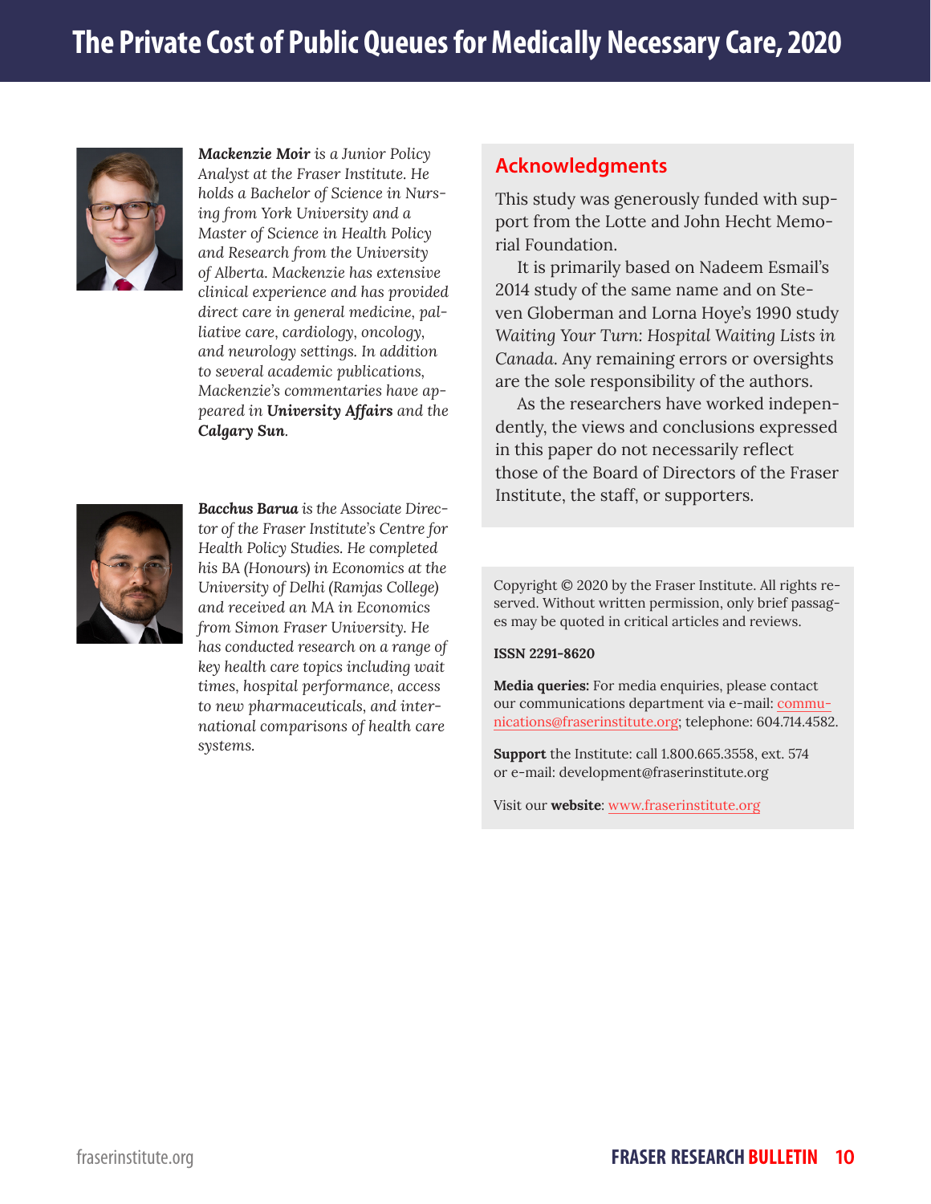***Mackenzie Moir*** *is a Junior Policy Analyst at the Fraser Institute. He holds a Bachelor of Science in Nursing from York University and a Master of Science in Health Policy and Research from the University of Alberta. Mackenzie has extensive clinical experience and has provided direct care in general medicine, palliative care, cardiology, oncology, and neurology settings. In addition to several academic publications, Mackenzie's commentaries have appeared in* ***University Affairs*** *and the* ***Calgary Sun****.*

***Bacchus Barua*** *is the Associate Director of the Fraser Institute's Centre for Health Policy Studies. He completed his BA (Honours) in Economics at the University of Delhi (Ramjas College) and received an MA in Economics from Simon Fraser University. He has conducted research on a range of key health care topics including wait times, hospital performance, access to new pharmaceuticals, and international comparisons of health care systems.*

## Acknowledgments

This study was generously funded with support from the Lotte and John Hecht Memorial Foundation.

It is primarily based on Nadeem Esmail's 2014 study of the same name and on Steven Globerman and Lorna Hoye's 1990 study *Waiting Your Turn: Hospital Waiting Lists in Canada*. Any remaining errors or oversights are the sole responsibility of the authors.

As the researchers have worked independently, the views and conclusions expressed in this paper do not necessarily reflect those of the Board of Directors of the Fraser Institute, the staff, or supporters.

Copyright © 2020 by the Fraser Institute. All rights reserved. Without written permission, only brief passages may be quoted in critical articles and reviews.

**ISSN 2291-8620**

**Media queries:** For media enquiries, please contact our communications department via e-mail: communications@fraserinstitute.org; telephone: 604.714.4582.

**Support** the Institute: call 1.800.665.3558, ext. 574 or e-mail: development@fraserinstitute.org

Visit our **website**: www.fraserinstitute.org